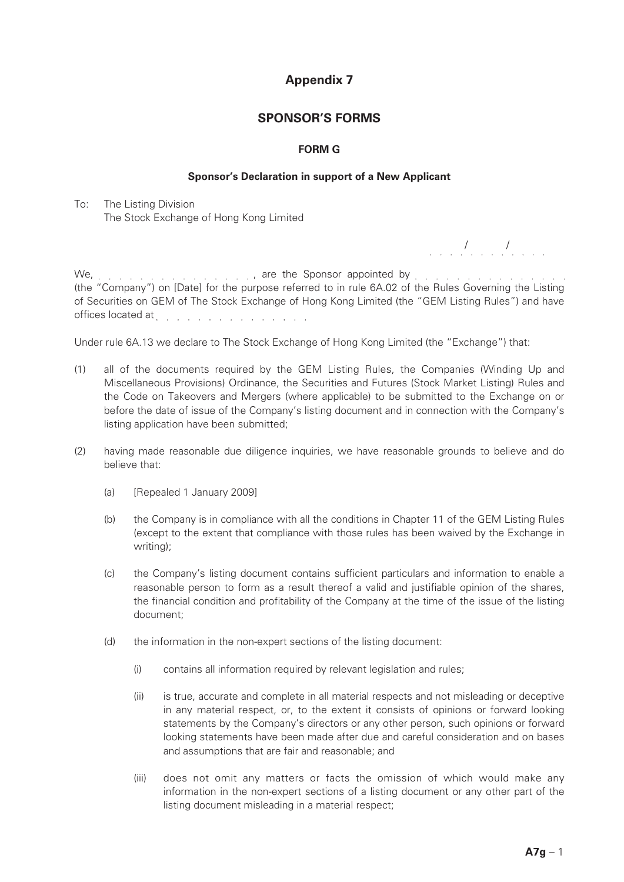# Appendix 7

## SPONSOR'S FORMS

### FORM G

**Sponsor's Declaration in support of a New Applicant**

To: The Listing Division
The Stock Exchange of Hong Kong Limited

. . . . / . . . . / . . . .

We, . . . . . . . . . . . . . . . ., are the Sponsor appointed by . . . . . . . . . . . . . . . . (the "Company") on [Date] for the purpose referred to in rule 6A.02 of the Rules Governing the Listing of Securities on GEM of The Stock Exchange of Hong Kong Limited (the "GEM Listing Rules") and have offices located at . . . . . . . . . . . . . . . .

Under rule 6A.13 we declare to The Stock Exchange of Hong Kong Limited (the "Exchange") that:

(1) all of the documents required by the GEM Listing Rules, the Companies (Winding Up and Miscellaneous Provisions) Ordinance, the Securities and Futures (Stock Market Listing) Rules and the Code on Takeovers and Mergers (where applicable) to be submitted to the Exchange on or before the date of issue of the Company's listing document and in connection with the Company's listing application have been submitted;

(2) having made reasonable due diligence inquiries, we have reasonable grounds to believe and do believe that:

   (a) [Repealed 1 January 2009]

   (b) the Company is in compliance with all the conditions in Chapter 11 of the GEM Listing Rules (except to the extent that compliance with those rules has been waived by the Exchange in writing);

   (c) the Company's listing document contains sufficient particulars and information to enable a reasonable person to form as a result thereof a valid and justifiable opinion of the shares, the financial condition and profitability of the Company at the time of the issue of the listing document;

   (d) the information in the non-expert sections of the listing document:

      (i) contains all information required by relevant legislation and rules;

      (ii) is true, accurate and complete in all material respects and not misleading or deceptive in any material respect, or, to the extent it consists of opinions or forward looking statements by the Company's directors or any other person, such opinions or forward looking statements have been made after due and careful consideration and on bases and assumptions that are fair and reasonable; and

      (iii) does not omit any matters or facts the omission of which would make any information in the non-expert sections of a listing document or any other part of the listing document misleading in a material respect;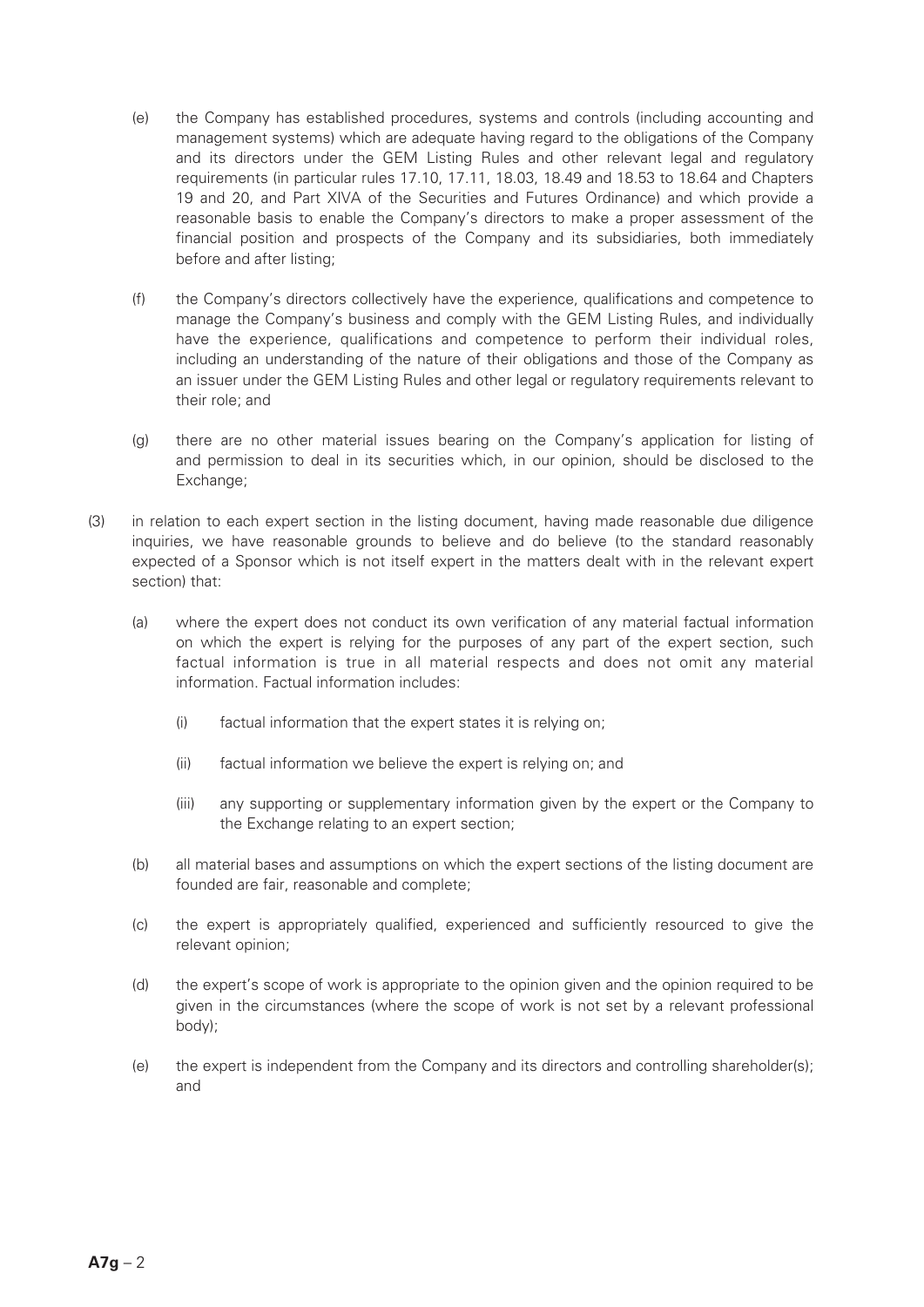(e) the Company has established procedures, systems and controls (including accounting and management systems) which are adequate having regard to the obligations of the Company and its directors under the GEM Listing Rules and other relevant legal and regulatory requirements (in particular rules 17.10, 17.11, 18.03, 18.49 and 18.53 to 18.64 and Chapters 19 and 20, and Part XIVA of the Securities and Futures Ordinance) and which provide a reasonable basis to enable the Company's directors to make a proper assessment of the financial position and prospects of the Company and its subsidiaries, both immediately before and after listing;

(f) the Company's directors collectively have the experience, qualifications and competence to manage the Company's business and comply with the GEM Listing Rules, and individually have the experience, qualifications and competence to perform their individual roles, including an understanding of the nature of their obligations and those of the Company as an issuer under the GEM Listing Rules and other legal or regulatory requirements relevant to their role; and

(g) there are no other material issues bearing on the Company's application for listing of and permission to deal in its securities which, in our opinion, should be disclosed to the Exchange;

(3) in relation to each expert section in the listing document, having made reasonable due diligence inquiries, we have reasonable grounds to believe and do believe (to the standard reasonably expected of a Sponsor which is not itself expert in the matters dealt with in the relevant expert section) that:

(a) where the expert does not conduct its own verification of any material factual information on which the expert is relying for the purposes of any part of the expert section, such factual information is true in all material respects and does not omit any material information. Factual information includes:

(i) factual information that the expert states it is relying on;

(ii) factual information we believe the expert is relying on; and

(iii) any supporting or supplementary information given by the expert or the Company to the Exchange relating to an expert section;

(b) all material bases and assumptions on which the expert sections of the listing document are founded are fair, reasonable and complete;

(c) the expert is appropriately qualified, experienced and sufficiently resourced to give the relevant opinion;

(d) the expert's scope of work is appropriate to the opinion given and the opinion required to be given in the circumstances (where the scope of work is not set by a relevant professional body);

(e) the expert is independent from the Company and its directors and controlling shareholder(s); and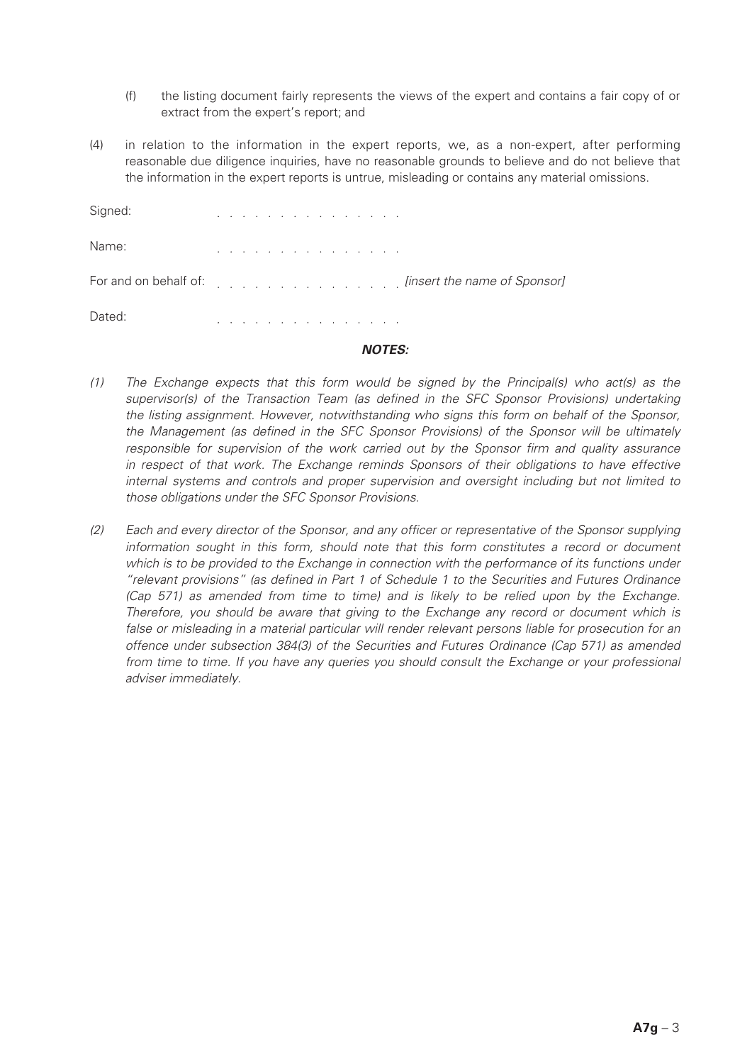(f) the listing document fairly represents the views of the expert and contains a fair copy of or extract from the expert's report; and

(4) in relation to the information in the expert reports, we, as a non-expert, after performing reasonable due diligence inquiries, have no reasonable grounds to believe and do not believe that the information in the expert reports is untrue, misleading or contains any material omissions.

Signed: . . . . . . . . . . . . . . .

Name: . . . . . . . . . . . . . . .

For and on behalf of: . . . . . . . . . . . . . . . *[insert the name of Sponsor]*

Dated: . . . . . . . . . . . . . . .

***NOTES:***

*(1) The Exchange expects that this form would be signed by the Principal(s) who act(s) as the supervisor(s) of the Transaction Team (as defined in the SFC Sponsor Provisions) undertaking the listing assignment. However, notwithstanding who signs this form on behalf of the Sponsor, the Management (as defined in the SFC Sponsor Provisions) of the Sponsor will be ultimately responsible for supervision of the work carried out by the Sponsor firm and quality assurance in respect of that work. The Exchange reminds Sponsors of their obligations to have effective internal systems and controls and proper supervision and oversight including but not limited to those obligations under the SFC Sponsor Provisions.*

*(2) Each and every director of the Sponsor, and any officer or representative of the Sponsor supplying information sought in this form, should note that this form constitutes a record or document which is to be provided to the Exchange in connection with the performance of its functions under "relevant provisions" (as defined in Part 1 of Schedule 1 to the Securities and Futures Ordinance (Cap 571) as amended from time to time) and is likely to be relied upon by the Exchange. Therefore, you should be aware that giving to the Exchange any record or document which is false or misleading in a material particular will render relevant persons liable for prosecution for an offence under subsection 384(3) of the Securities and Futures Ordinance (Cap 571) as amended from time to time. If you have any queries you should consult the Exchange or your professional adviser immediately.*